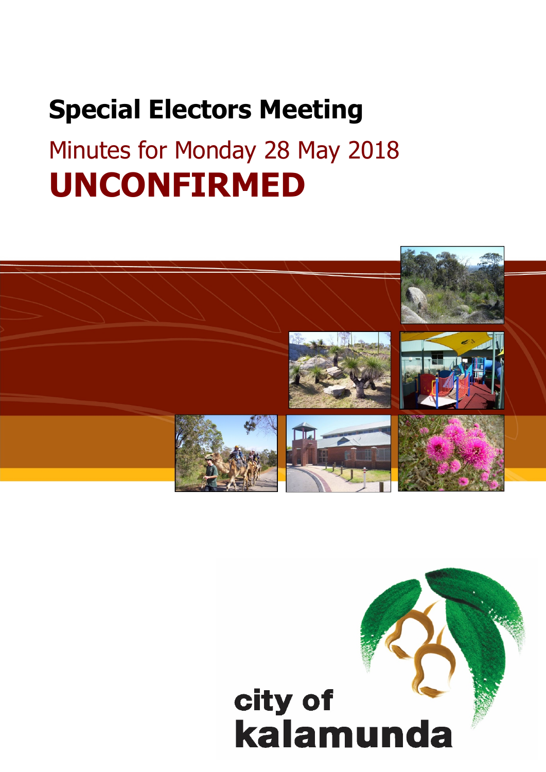# Special Electors Meeting

## Minutes for Monday 28 May 2018

# UNCONFIRMED

city of kalamunda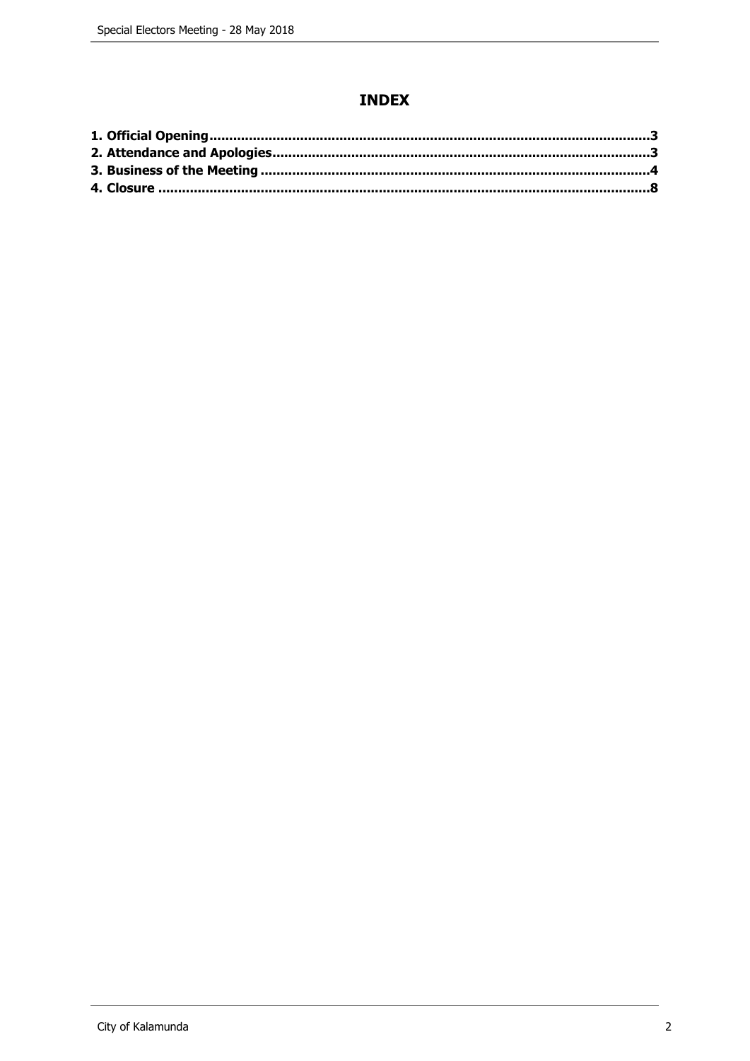# INDEX

**1. Official Opening**..........3
**2. Attendance and Apologies**..........3
**3. Business of the Meeting**..........4
**4. Closure**..........8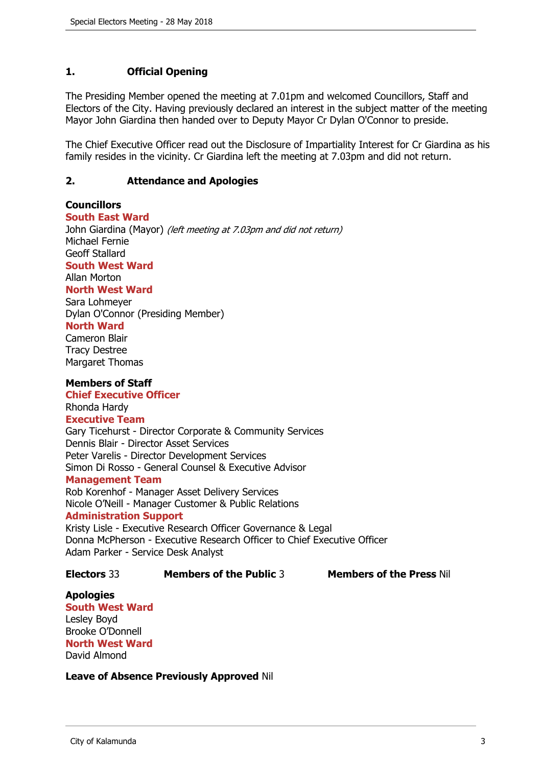## 1. Official Opening

The Presiding Member opened the meeting at 7.01pm and welcomed Councillors, Staff and Electors of the City. Having previously declared an interest in the subject matter of the meeting Mayor John Giardina then handed over to Deputy Mayor Cr Dylan O'Connor to preside.

The Chief Executive Officer read out the Disclosure of Impartiality Interest for Cr Giardina as his family resides in the vicinity. Cr Giardina left the meeting at 7.03pm and did not return.

## 2. Attendance and Apologies

**Councillors**

**South East Ward**
John Giardina (Mayor) *(left meeting at 7.03pm and did not return)*
Michael Fernie
Geoff Stallard

**South West Ward**
Allan Morton

**North West Ward**
Sara Lohmeyer
Dylan O'Connor (Presiding Member)

**North Ward**
Cameron Blair
Tracy Destree
Margaret Thomas

**Members of Staff**

**Chief Executive Officer**
Rhonda Hardy

**Executive Team**
Gary Ticehurst - Director Corporate & Community Services
Dennis Blair - Director Asset Services
Peter Varelis - Director Development Services
Simon Di Rosso - General Counsel & Executive Advisor

**Management Team**
Rob Korenhof - Manager Asset Delivery Services
Nicole O'Neill - Manager Customer & Public Relations

**Administration Support**
Kristy Lisle - Executive Research Officer Governance & Legal
Donna McPherson - Executive Research Officer to Chief Executive Officer
Adam Parker - Service Desk Analyst

**Electors** 33 **Members of the Public** 3 **Members of the Press** Nil

**Apologies**

**South West Ward**
Lesley Boyd
Brooke O'Donnell

**North West Ward**
David Almond

**Leave of Absence Previously Approved** Nil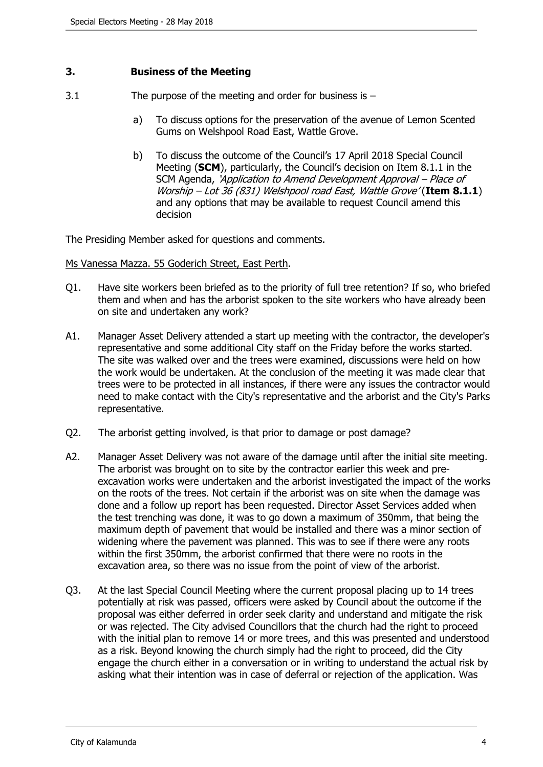## 3. Business of the Meeting

3.1 The purpose of the meeting and order for business is –

a) To discuss options for the preservation of the avenue of Lemon Scented Gums on Welshpool Road East, Wattle Grove.

b) To discuss the outcome of the Council's 17 April 2018 Special Council Meeting (**SCM**), particularly, the Council's decision on Item 8.1.1 in the SCM Agenda, *'Application to Amend Development Approval – Place of Worship – Lot 36 (831) Welshpool road East, Wattle Grove'* (**Item 8.1.1**) and any options that may be available to request Council amend this decision

The Presiding Member asked for questions and comments.

Ms Vanessa Mazza. 55 Goderich Street, East Perth.

Q1. Have site workers been briefed as to the priority of full tree retention? If so, who briefed them and when and has the arborist spoken to the site workers who have already been on site and undertaken any work?

A1. Manager Asset Delivery attended a start up meeting with the contractor, the developer's representative and some additional City staff on the Friday before the works started. The site was walked over and the trees were examined, discussions were held on how the work would be undertaken. At the conclusion of the meeting it was made clear that trees were to be protected in all instances, if there were any issues the contractor would need to make contact with the City's representative and the arborist and the City's Parks representative.

Q2. The arborist getting involved, is that prior to damage or post damage?

A2. Manager Asset Delivery was not aware of the damage until after the initial site meeting. The arborist was brought on to site by the contractor earlier this week and pre-excavation works were undertaken and the arborist investigated the impact of the works on the roots of the trees. Not certain if the arborist was on site when the damage was done and a follow up report has been requested. Director Asset Services added when the test trenching was done, it was to go down a maximum of 350mm, that being the maximum depth of pavement that would be installed and there was a minor section of widening where the pavement was planned. This was to see if there were any roots within the first 350mm, the arborist confirmed that there were no roots in the excavation area, so there was no issue from the point of view of the arborist.

Q3. At the last Special Council Meeting where the current proposal placing up to 14 trees potentially at risk was passed, officers were asked by Council about the outcome if the proposal was either deferred in order seek clarity and understand and mitigate the risk or was rejected. The City advised Councillors that the church had the right to proceed with the initial plan to remove 14 or more trees, and this was presented and understood as a risk. Beyond knowing the church simply had the right to proceed, did the City engage the church either in a conversation or in writing to understand the actual risk by asking what their intention was in case of deferral or rejection of the application. Was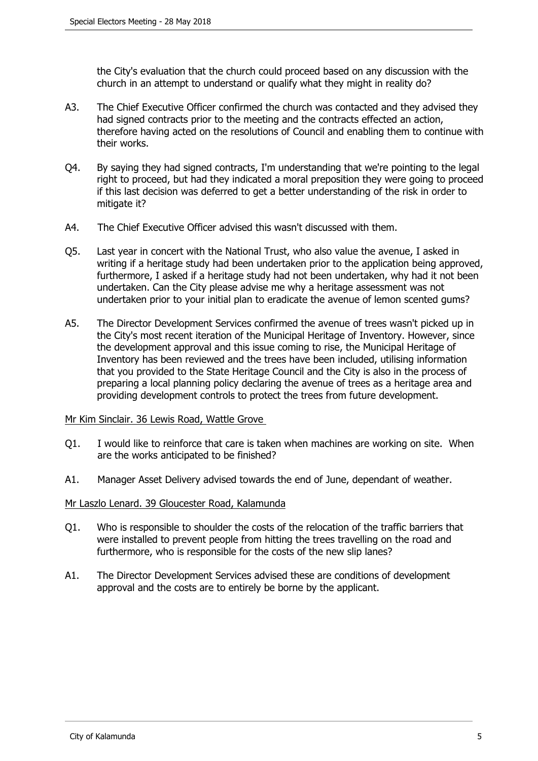the City's evaluation that the church could proceed based on any discussion with the church in an attempt to understand or qualify what they might in reality do?

A3. The Chief Executive Officer confirmed the church was contacted and they advised they had signed contracts prior to the meeting and the contracts effected an action, therefore having acted on the resolutions of Council and enabling them to continue with their works.

Q4. By saying they had signed contracts, I'm understanding that we're pointing to the legal right to proceed, but had they indicated a moral preposition they were going to proceed if this last decision was deferred to get a better understanding of the risk in order to mitigate it?

A4. The Chief Executive Officer advised this wasn't discussed with them.

Q5. Last year in concert with the National Trust, who also value the avenue, I asked in writing if a heritage study had been undertaken prior to the application being approved, furthermore, I asked if a heritage study had not been undertaken, why had it not been undertaken. Can the City please advise me why a heritage assessment was not undertaken prior to your initial plan to eradicate the avenue of lemon scented gums?

A5. The Director Development Services confirmed the avenue of trees wasn't picked up in the City's most recent iteration of the Municipal Heritage of Inventory. However, since the development approval and this issue coming to rise, the Municipal Heritage of Inventory has been reviewed and the trees have been included, utilising information that you provided to the State Heritage Council and the City is also in the process of preparing a local planning policy declaring the avenue of trees as a heritage area and providing development controls to protect the trees from future development.

<u>Mr Kim Sinclair. 36 Lewis Road, Wattle Grove</u>

Q1. I would like to reinforce that care is taken when machines are working on site. When are the works anticipated to be finished?

A1. Manager Asset Delivery advised towards the end of June, dependant of weather.

<u>Mr Laszlo Lenard. 39 Gloucester Road, Kalamunda</u>

Q1. Who is responsible to shoulder the costs of the relocation of the traffic barriers that were installed to prevent people from hitting the trees travelling on the road and furthermore, who is responsible for the costs of the new slip lanes?

A1. The Director Development Services advised these are conditions of development approval and the costs are to entirely be borne by the applicant.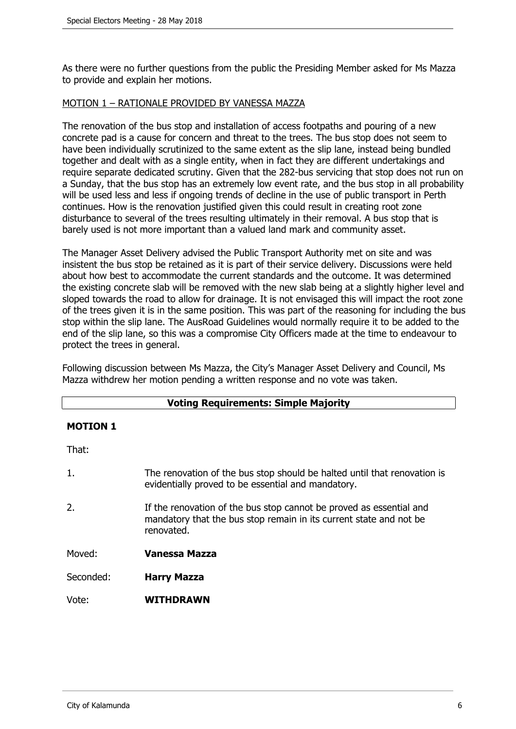As there were no further questions from the public the Presiding Member asked for Ms Mazza to provide and explain her motions.

MOTION 1 – RATIONALE PROVIDED BY VANESSA MAZZA

The renovation of the bus stop and installation of access footpaths and pouring of a new concrete pad is a cause for concern and threat to the trees. The bus stop does not seem to have been individually scrutinized to the same extent as the slip lane, instead being bundled together and dealt with as a single entity, when in fact they are different undertakings and require separate dedicated scrutiny. Given that the 282-bus servicing that stop does not run on a Sunday, that the bus stop has an extremely low event rate, and the bus stop in all probability will be used less and less if ongoing trends of decline in the use of public transport in Perth continues. How is the renovation justified given this could result in creating root zone disturbance to several of the trees resulting ultimately in their removal. A bus stop that is barely used is not more important than a valued land mark and community asset.

The Manager Asset Delivery advised the Public Transport Authority met on site and was insistent the bus stop be retained as it is part of their service delivery. Discussions were held about how best to accommodate the current standards and the outcome. It was determined the existing concrete slab will be removed with the new slab being at a slightly higher level and sloped towards the road to allow for drainage. It is not envisaged this will impact the root zone of the trees given it is in the same position. This was part of the reasoning for including the bus stop within the slip lane. The AusRoad Guidelines would normally require it to be added to the end of the slip lane, so this was a compromise City Officers made at the time to endeavour to protect the trees in general.

Following discussion between Ms Mazza, the City's Manager Asset Delivery and Council, Ms Mazza withdrew her motion pending a written response and no vote was taken.

**Voting Requirements: Simple Majority**

**MOTION 1**

That:

1. The renovation of the bus stop should be halted until that renovation is evidentially proved to be essential and mandatory.

2. If the renovation of the bus stop cannot be proved as essential and mandatory that the bus stop remain in its current state and not be renovated.

Moved: **Vanessa Mazza**

Seconded: **Harry Mazza**

Vote: **WITHDRAWN**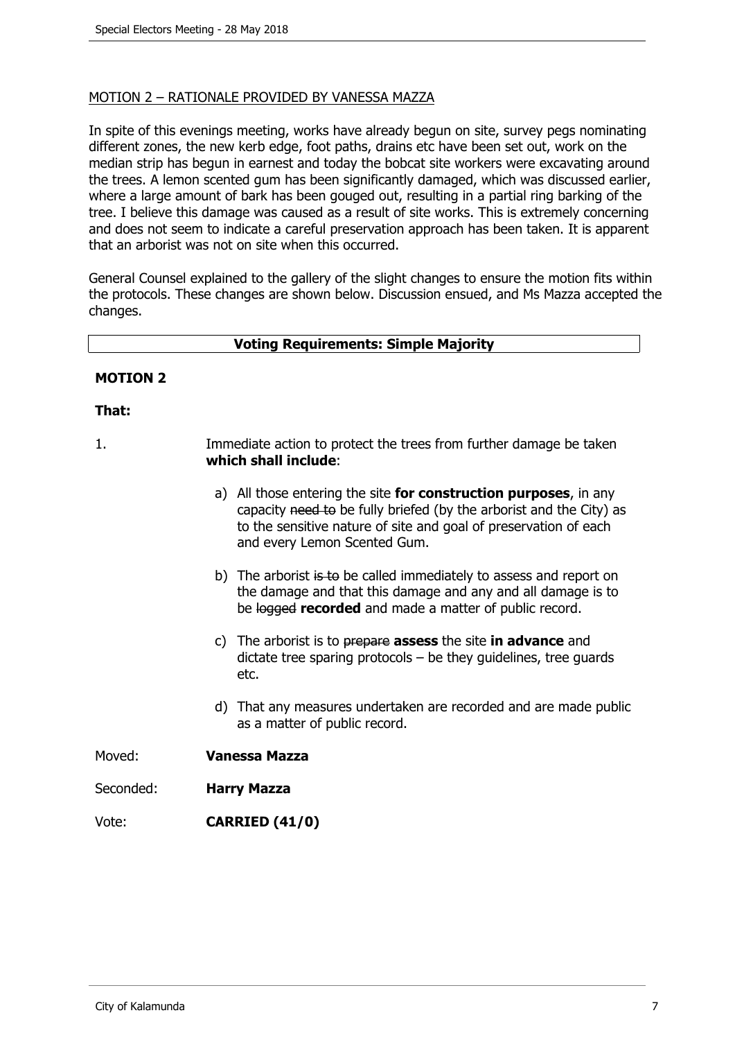MOTION 2 – RATIONALE PROVIDED BY VANESSA MAZZA

In spite of this evenings meeting, works have already begun on site, survey pegs nominating different zones, the new kerb edge, foot paths, drains etc have been set out, work on the median strip has begun in earnest and today the bobcat site workers were excavating around the trees. A lemon scented gum has been significantly damaged, which was discussed earlier, where a large amount of bark has been gouged out, resulting in a partial ring barking of the tree. I believe this damage was caused as a result of site works. This is extremely concerning and does not seem to indicate a careful preservation approach has been taken. It is apparent that an arborist was not on site when this occurred.

General Counsel explained to the gallery of the slight changes to ensure the motion fits within the protocols. These changes are shown below. Discussion ensued, and Ms Mazza accepted the changes.

**Voting Requirements: Simple Majority**

**MOTION 2**

**That:**

1. Immediate action to protect the trees from further damage be taken **which shall include**:

   a) All those entering the site **for construction purposes**, in any capacity ~~need to~~ be fully briefed (by the arborist and the City) as to the sensitive nature of site and goal of preservation of each and every Lemon Scented Gum.

   b) The arborist ~~is to~~ be called immediately to assess and report on the damage and that this damage and any and all damage is to be ~~logged~~ **recorded** and made a matter of public record.

   c) The arborist is to ~~prepare~~ **assess** the site **in advance** and dictate tree sparing protocols – be they guidelines, tree guards etc.

   d) That any measures undertaken are recorded and are made public as a matter of public record.

Moved: **Vanessa Mazza**

Seconded: **Harry Mazza**

Vote: **CARRIED (41/0)**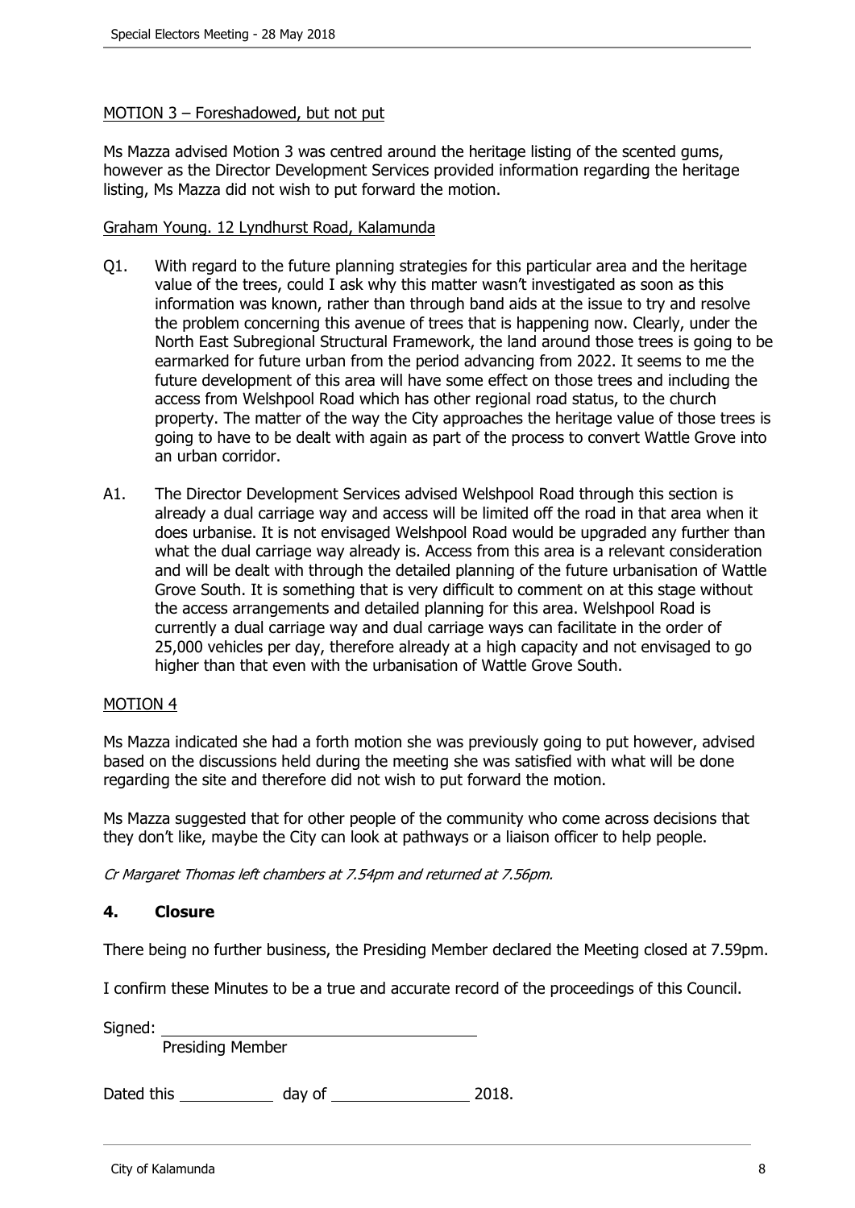MOTION 3 – Foreshadowed, but not put

Ms Mazza advised Motion 3 was centred around the heritage listing of the scented gums, however as the Director Development Services provided information regarding the heritage listing, Ms Mazza did not wish to put forward the motion.

Graham Young. 12 Lyndhurst Road, Kalamunda

Q1. With regard to the future planning strategies for this particular area and the heritage value of the trees, could I ask why this matter wasn't investigated as soon as this information was known, rather than through band aids at the issue to try and resolve the problem concerning this avenue of trees that is happening now. Clearly, under the North East Subregional Structural Framework, the land around those trees is going to be earmarked for future urban from the period advancing from 2022. It seems to me the future development of this area will have some effect on those trees and including the access from Welshpool Road which has other regional road status, to the church property. The matter of the way the City approaches the heritage value of those trees is going to have to be dealt with again as part of the process to convert Wattle Grove into an urban corridor.

A1. The Director Development Services advised Welshpool Road through this section is already a dual carriage way and access will be limited off the road in that area when it does urbanise. It is not envisaged Welshpool Road would be upgraded any further than what the dual carriage way already is. Access from this area is a relevant consideration and will be dealt with through the detailed planning of the future urbanisation of Wattle Grove South. It is something that is very difficult to comment on at this stage without the access arrangements and detailed planning for this area. Welshpool Road is currently a dual carriage way and dual carriage ways can facilitate in the order of 25,000 vehicles per day, therefore already at a high capacity and not envisaged to go higher than that even with the urbanisation of Wattle Grove South.

MOTION 4

Ms Mazza indicated she had a forth motion she was previously going to put however, advised based on the discussions held during the meeting she was satisfied with what will be done regarding the site and therefore did not wish to put forward the motion.

Ms Mazza suggested that for other people of the community who come across decisions that they don't like, maybe the City can look at pathways or a liaison officer to help people.

*Cr Margaret Thomas left chambers at 7.54pm and returned at 7.56pm.*

## 4. Closure

There being no further business, the Presiding Member declared the Meeting closed at 7.59pm.

I confirm these Minutes to be a true and accurate record of the proceedings of this Council.

Signed: ______________________________

Presiding Member

Dated this __________ day of ______________ 2018.